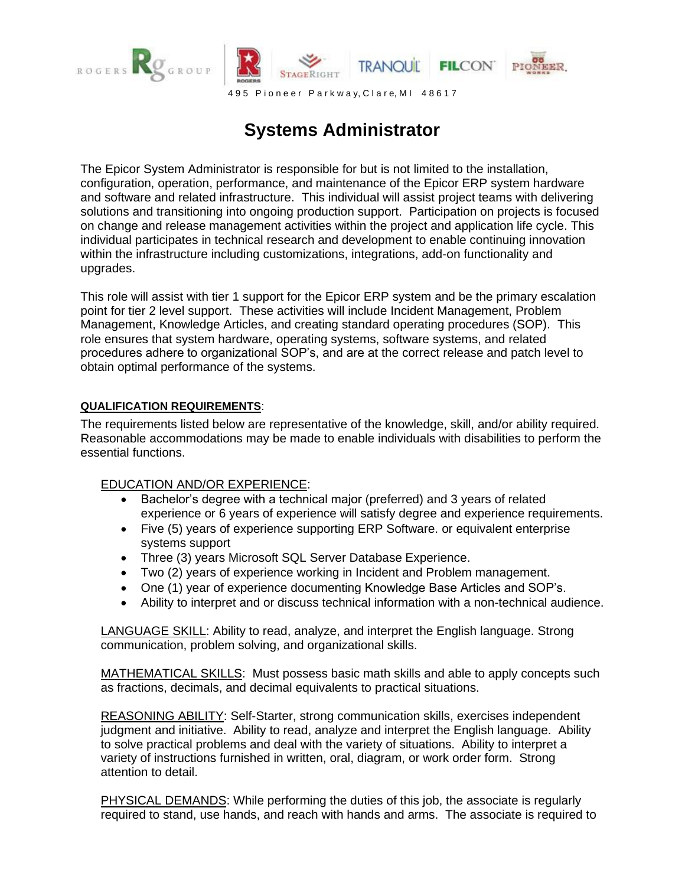ROGERS Rg GROUP | ROGERS | STAGERIGHT | TRANQUIL | FILCON | PIONEER WORKS

495 Pioneer Parkway, Clare, MI 48617

# Systems Administrator

The Epicor System Administrator is responsible for but is not limited to the installation, configuration, operation, performance, and maintenance of the Epicor ERP system hardware and software and related infrastructure. This individual will assist project teams with delivering solutions and transitioning into ongoing production support. Participation on projects is focused on change and release management activities within the project and application life cycle. This individual participates in technical research and development to enable continuing innovation within the infrastructure including customizations, integrations, add-on functionality and upgrades.

This role will assist with tier 1 support for the Epicor ERP system and be the primary escalation point for tier 2 level support. These activities will include Incident Management, Problem Management, Knowledge Articles, and creating standard operating procedures (SOP). This role ensures that system hardware, operating systems, software systems, and related procedures adhere to organizational SOP's, and are at the correct release and patch level to obtain optimal performance of the systems.

**QUALIFICATION REQUIREMENTS**:

The requirements listed below are representative of the knowledge, skill, and/or ability required. Reasonable accommodations may be made to enable individuals with disabilities to perform the essential functions.

EDUCATION AND/OR EXPERIENCE:

- Bachelor's degree with a technical major (preferred) and 3 years of related experience or 6 years of experience will satisfy degree and experience requirements.
- Five (5) years of experience supporting ERP Software. or equivalent enterprise systems support
- Three (3) years Microsoft SQL Server Database Experience.
- Two (2) years of experience working in Incident and Problem management.
- One (1) year of experience documenting Knowledge Base Articles and SOP's.
- Ability to interpret and or discuss technical information with a non-technical audience.

LANGUAGE SKILL: Ability to read, analyze, and interpret the English language. Strong communication, problem solving, and organizational skills.

MATHEMATICAL SKILLS: Must possess basic math skills and able to apply concepts such as fractions, decimals, and decimal equivalents to practical situations.

REASONING ABILITY: Self-Starter, strong communication skills, exercises independent judgment and initiative. Ability to read, analyze and interpret the English language. Ability to solve practical problems and deal with the variety of situations. Ability to interpret a variety of instructions furnished in written, oral, diagram, or work order form. Strong attention to detail.

PHYSICAL DEMANDS: While performing the duties of this job, the associate is regularly required to stand, use hands, and reach with hands and arms. The associate is required to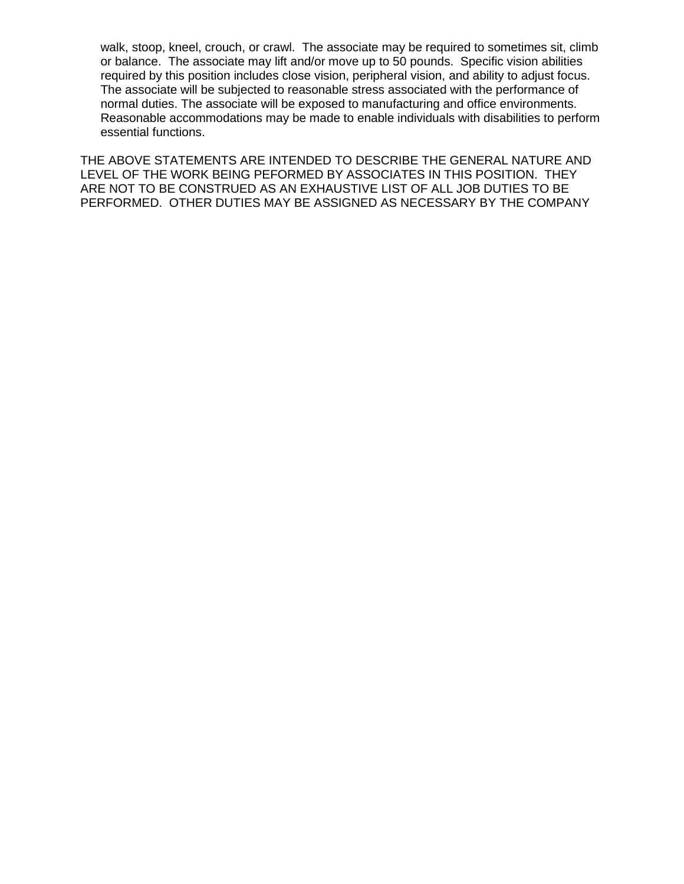walk, stoop, kneel, crouch, or crawl. The associate may be required to sometimes sit, climb or balance. The associate may lift and/or move up to 50 pounds. Specific vision abilities required by this position includes close vision, peripheral vision, and ability to adjust focus. The associate will be subjected to reasonable stress associated with the performance of normal duties. The associate will be exposed to manufacturing and office environments. Reasonable accommodations may be made to enable individuals with disabilities to perform essential functions.

THE ABOVE STATEMENTS ARE INTENDED TO DESCRIBE THE GENERAL NATURE AND LEVEL OF THE WORK BEING PEFORMED BY ASSOCIATES IN THIS POSITION. THEY ARE NOT TO BE CONSTRUED AS AN EXHAUSTIVE LIST OF ALL JOB DUTIES TO BE PERFORMED. OTHER DUTIES MAY BE ASSIGNED AS NECESSARY BY THE COMPANY